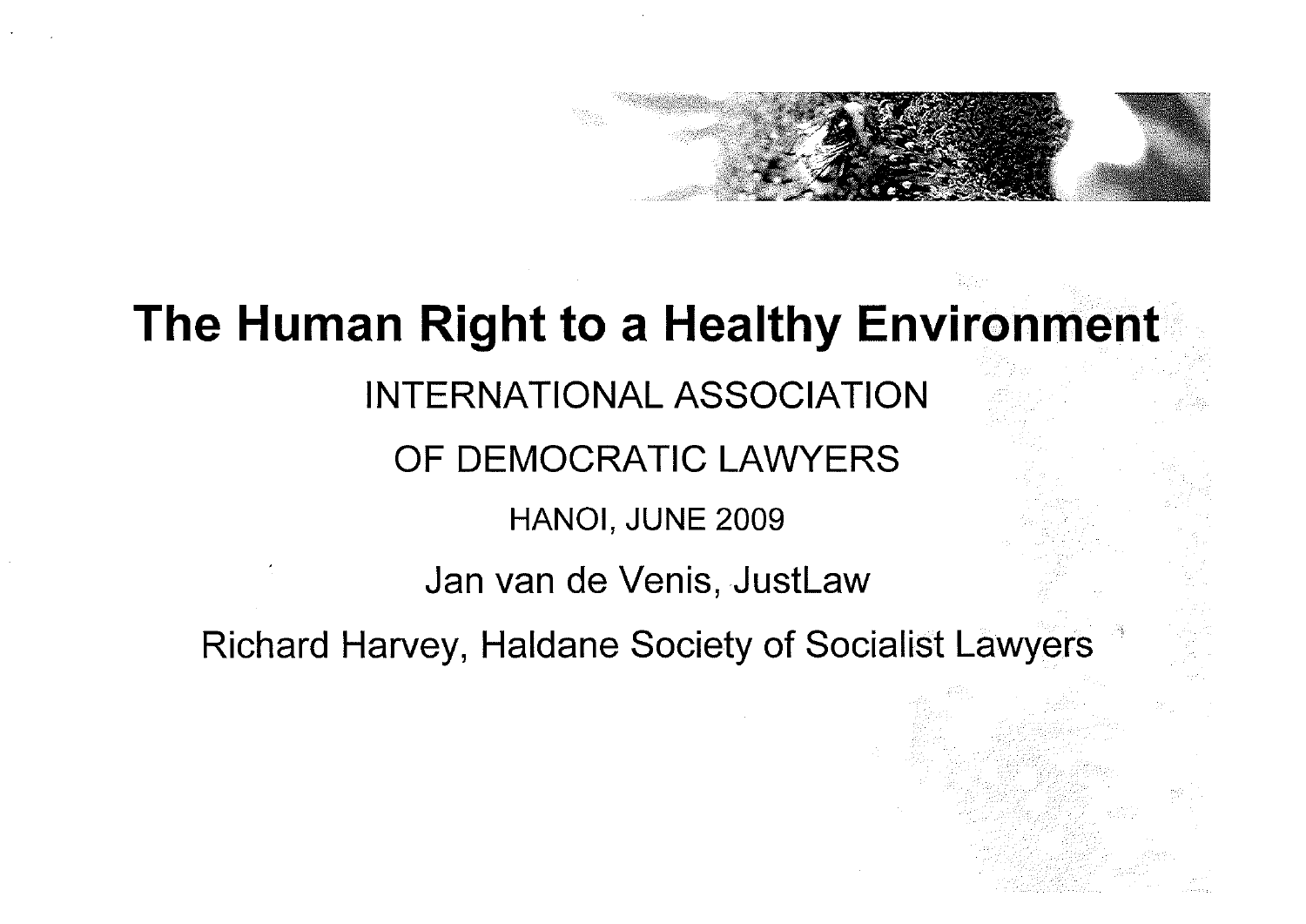# The Human Right to a Healthy Environment

INTERNATIONAL ASSOCIATION

OF DEMOCRATIC LAWYERS

HANOI, JUNE 2009

Jan van de Venis, JustLaw

Richard Harvey, Haldane Society of Socialist Lawyers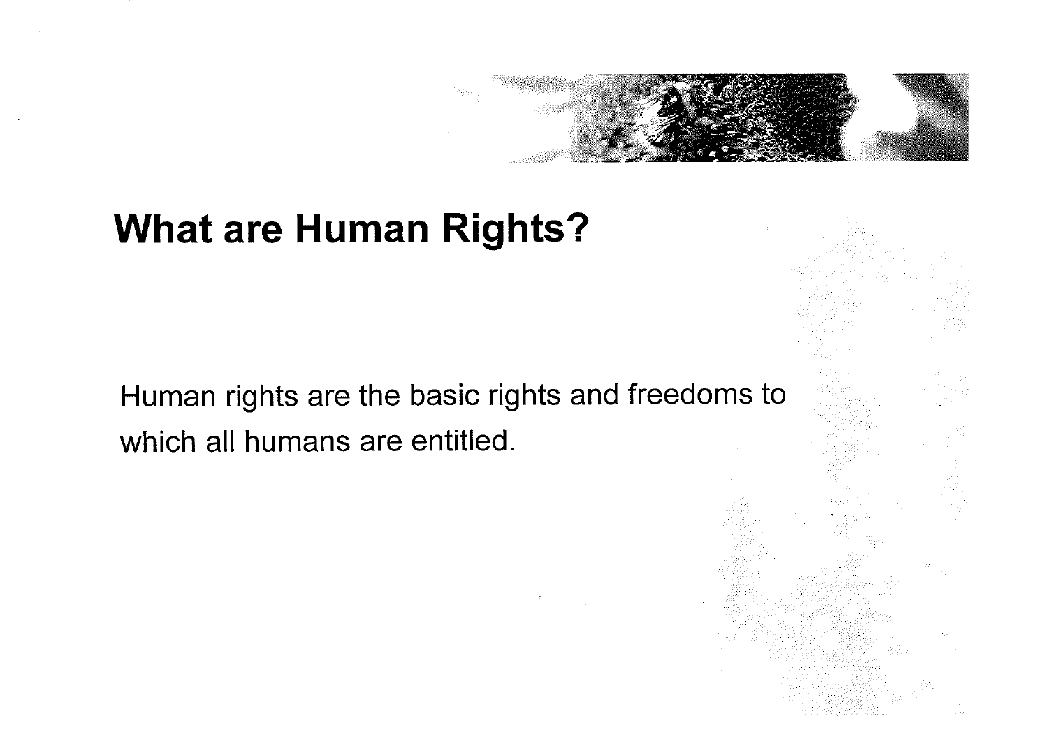## What are Human Rights?

Human rights are the basic rights and freedoms to which all humans are entitled.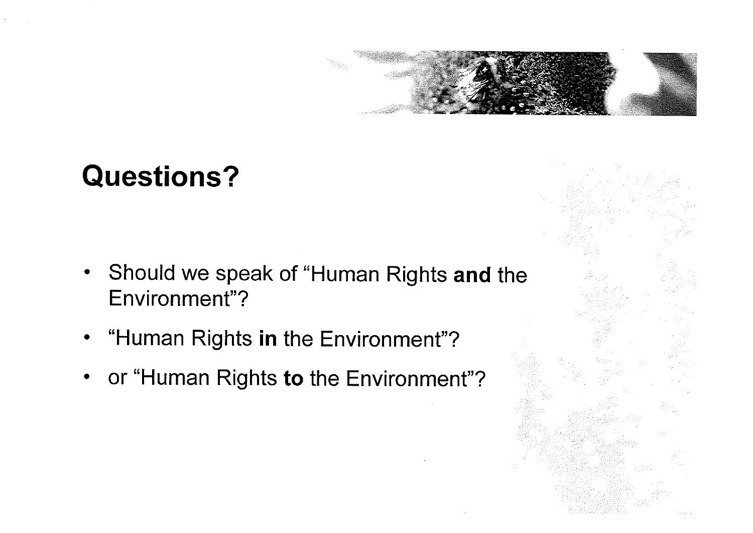## Questions?

- Should we speak of "Human Rights **and** the Environment"?
- "Human Rights **in** the Environment"?
- or "Human Rights **to** the Environment"?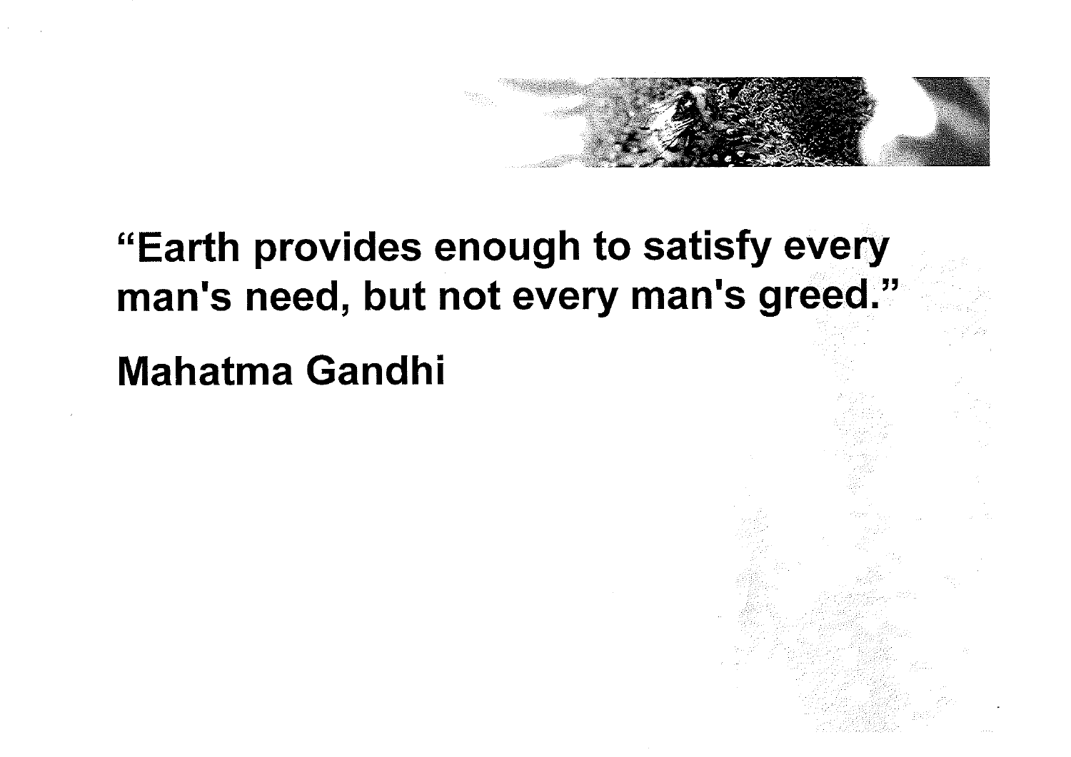**"Earth provides enough to satisfy every man's need, but not every man's greed."**

**Mahatma Gandhi**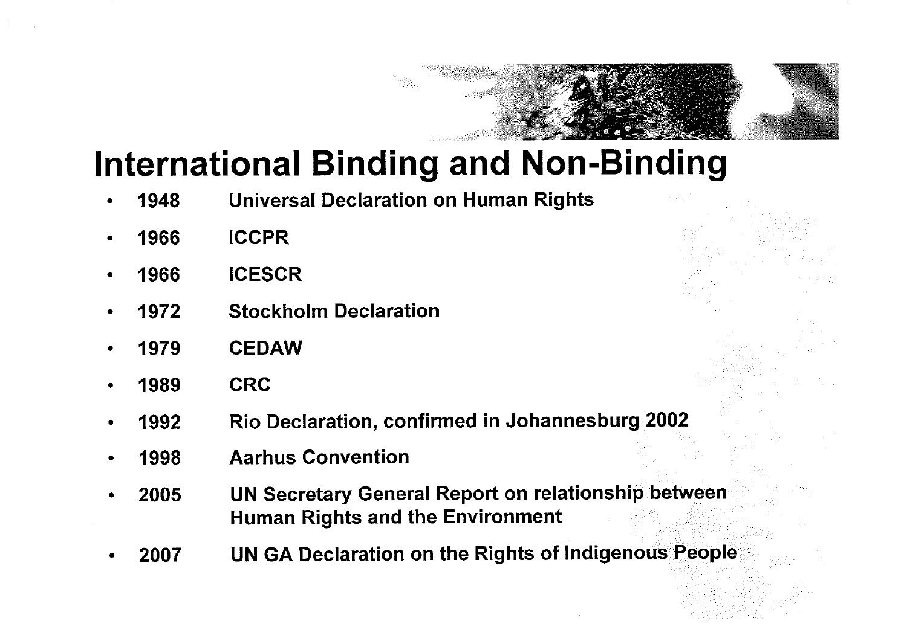# International Binding and Non-Binding

- 1948 Universal Declaration on Human Rights
- 1966 ICCPR
- 1966 ICESCR
- 1972 Stockholm Declaration
- 1979 CEDAW
- 1989 CRC
- 1992 Rio Declaration, confirmed in Johannesburg 2002
- 1998 Aarhus Convention
- 2005 UN Secretary General Report on relationship between Human Rights and the Environment
- 2007 UN GA Declaration on the Rights of Indigenous People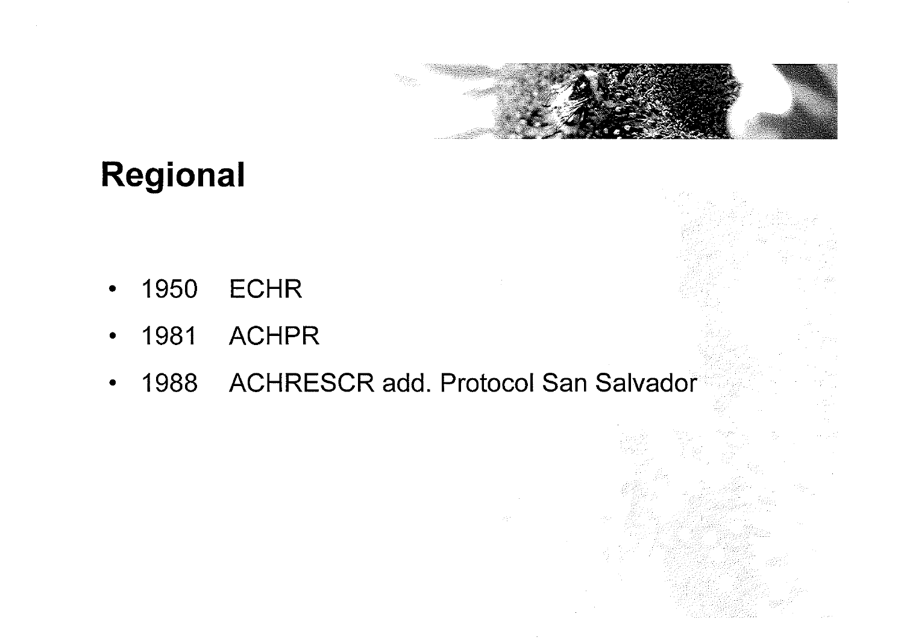## Regional

- 1950 ECHR
- 1981 ACHPR
- 1988 ACHRESCR add. Protocol San Salvador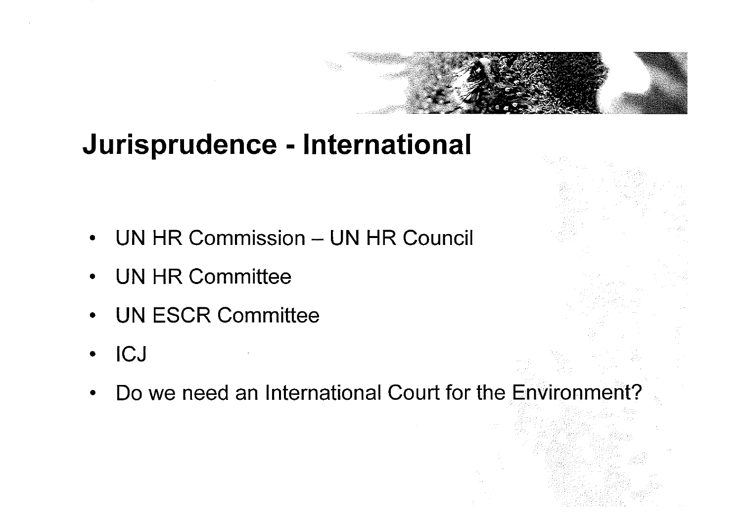# Jurisprudence - International

- UN HR Commission – UN HR Council
- UN HR Committee
- UN ESCR Committee
- ICJ
- Do we need an International Court for the Environment?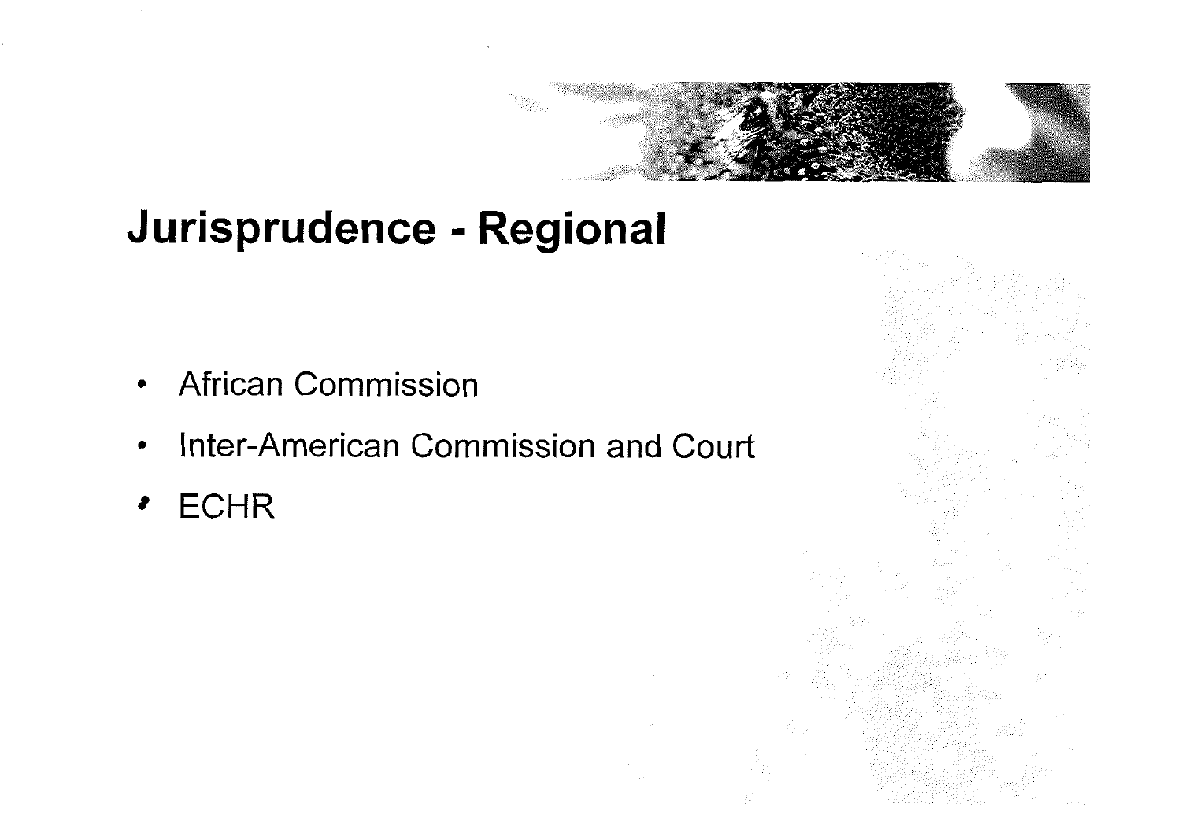# Jurisprudence - Regional

- African Commission
- Inter-American Commission and Court
- ECHR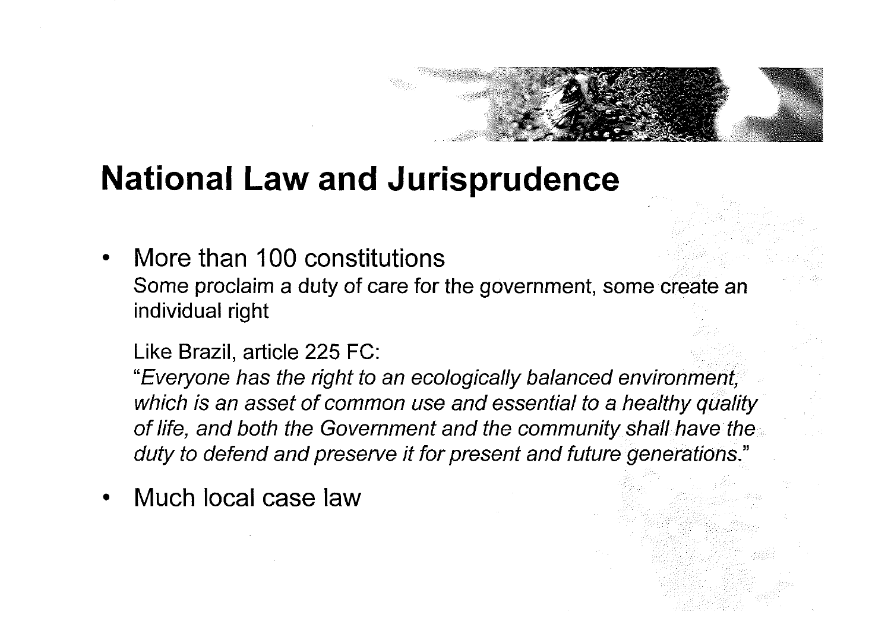# National Law and Jurisprudence

- More than 100 constitutions

  Some proclaim a duty of care for the government, some create an individual right

  Like Brazil, article 225 FC:

  *"Everyone has the right to an ecologically balanced environment, which is an asset of common use and essential to a healthy quality of life, and both the Government and the community shall have the duty to defend and preserve it for present and future generations."*

- Much local case law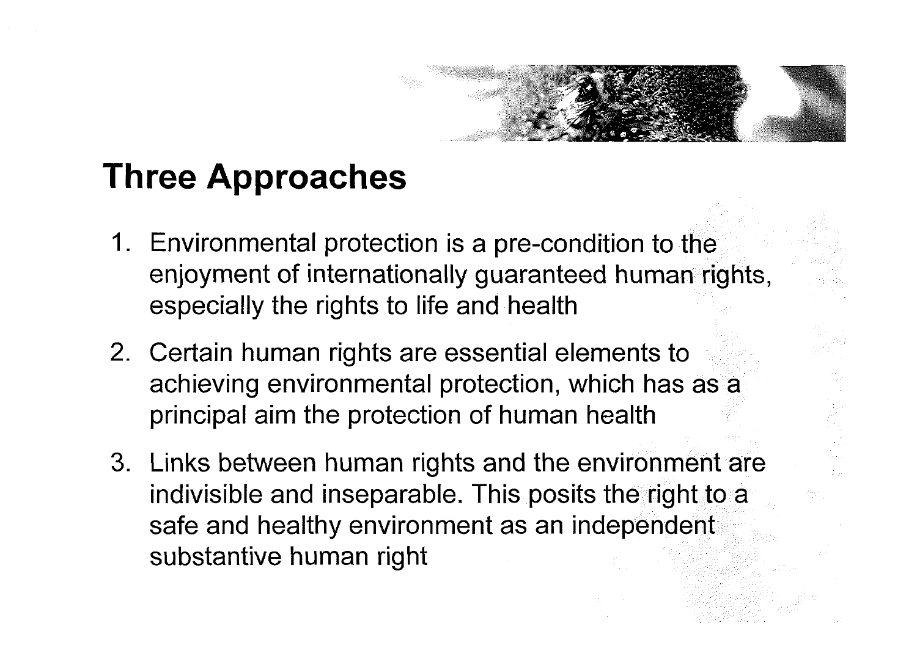## Three Approaches

1. Environmental protection is a pre-condition to the enjoyment of internationally guaranteed human rights, especially the rights to life and health
2. Certain human rights are essential elements to achieving environmental protection, which has as a principal aim the protection of human health
3. Links between human rights and the environment are indivisible and inseparable. This posits the right to a safe and healthy environment as an independent substantive human right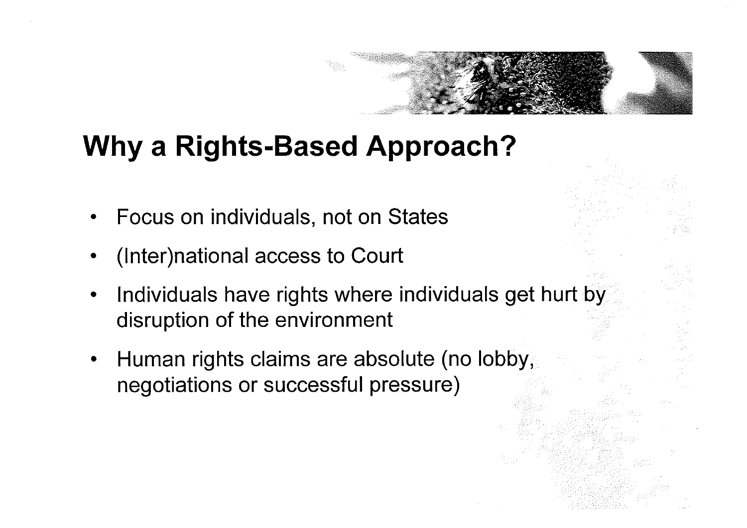# Why a Rights-Based Approach?

- Focus on individuals, not on States
- (Inter)national access to Court
- Individuals have rights where individuals get hurt by disruption of the environment
- Human rights claims are absolute (no lobby, negotiations or successful pressure)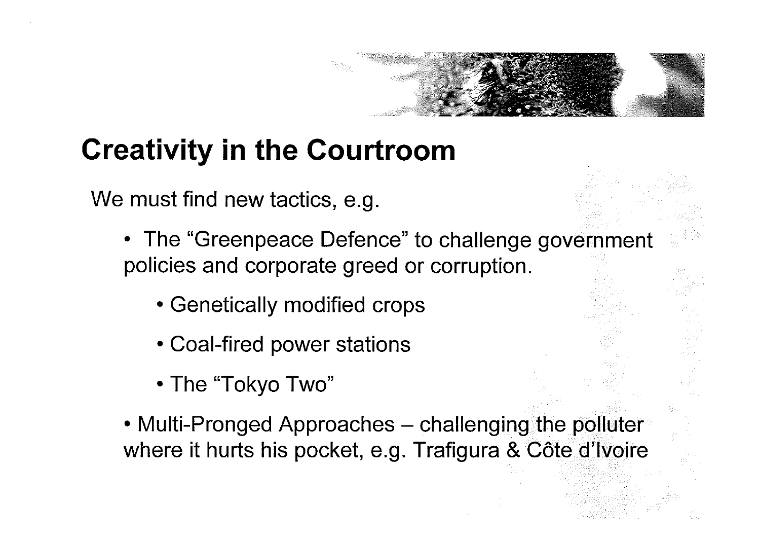## Creativity in the Courtroom

We must find new tactics, e.g.

- The "Greenpeace Defence" to challenge government policies and corporate greed or corruption.
  - Genetically modified crops
  - Coal-fired power stations
  - The "Tokyo Two"
- Multi-Pronged Approaches – challenging the polluter where it hurts his pocket, e.g. Trafigura & Côte d'Ivoire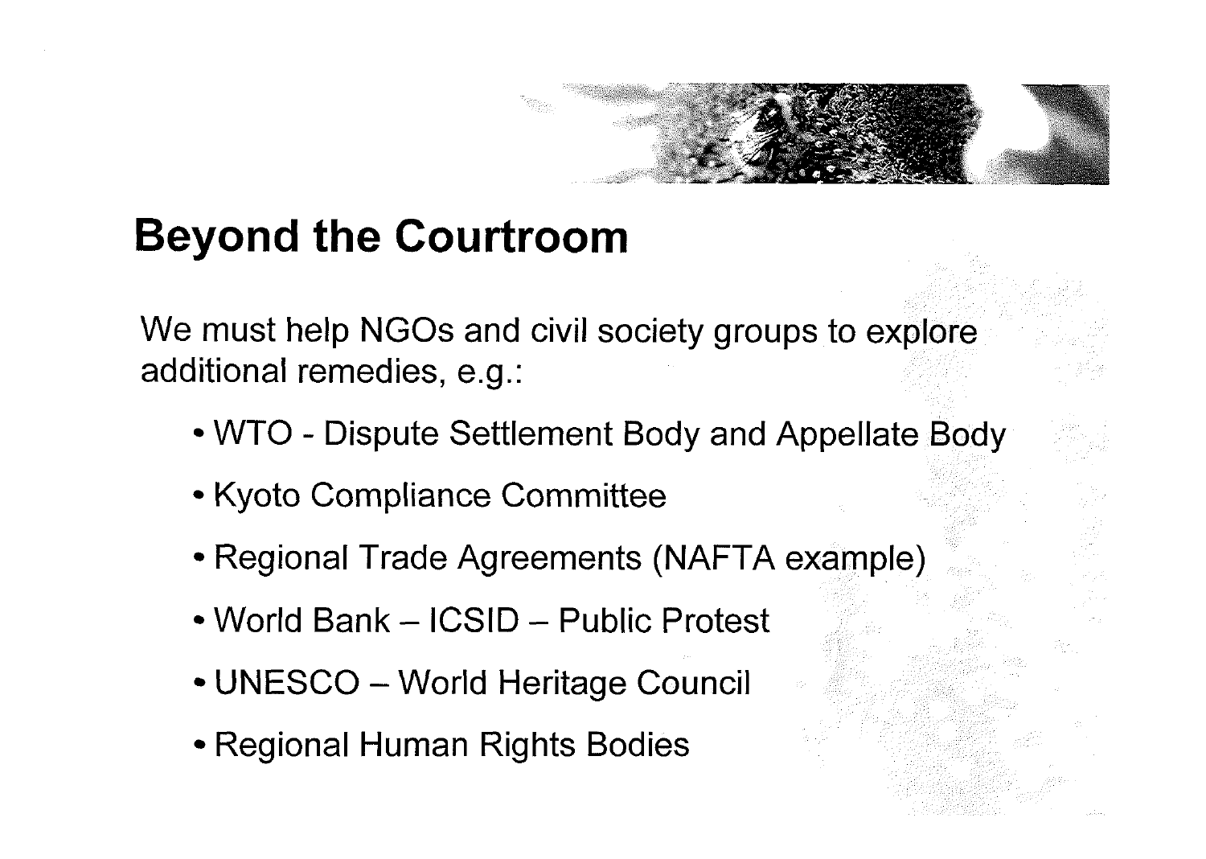# Beyond the Courtroom

We must help NGOs and civil society groups to explore additional remedies, e.g.:

- WTO - Dispute Settlement Body and Appellate Body
- Kyoto Compliance Committee
- Regional Trade Agreements (NAFTA example)
- World Bank – ICSID – Public Protest
- UNESCO – World Heritage Council
- Regional Human Rights Bodies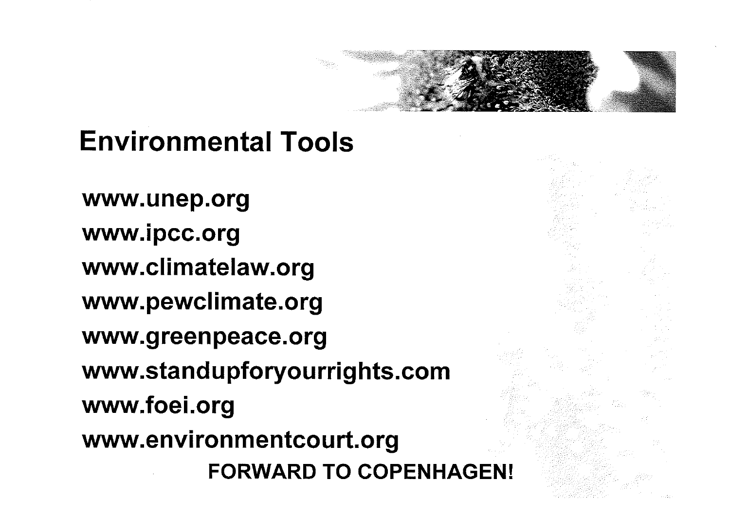## Environmental Tools

www.unep.org

www.ipcc.org

www.climatelaw.org

www.pewclimate.org

www.greenpeace.org

www.standupforyourrights.com

www.foei.org

www.environmentcourt.org

**FORWARD TO COPENHAGEN!**